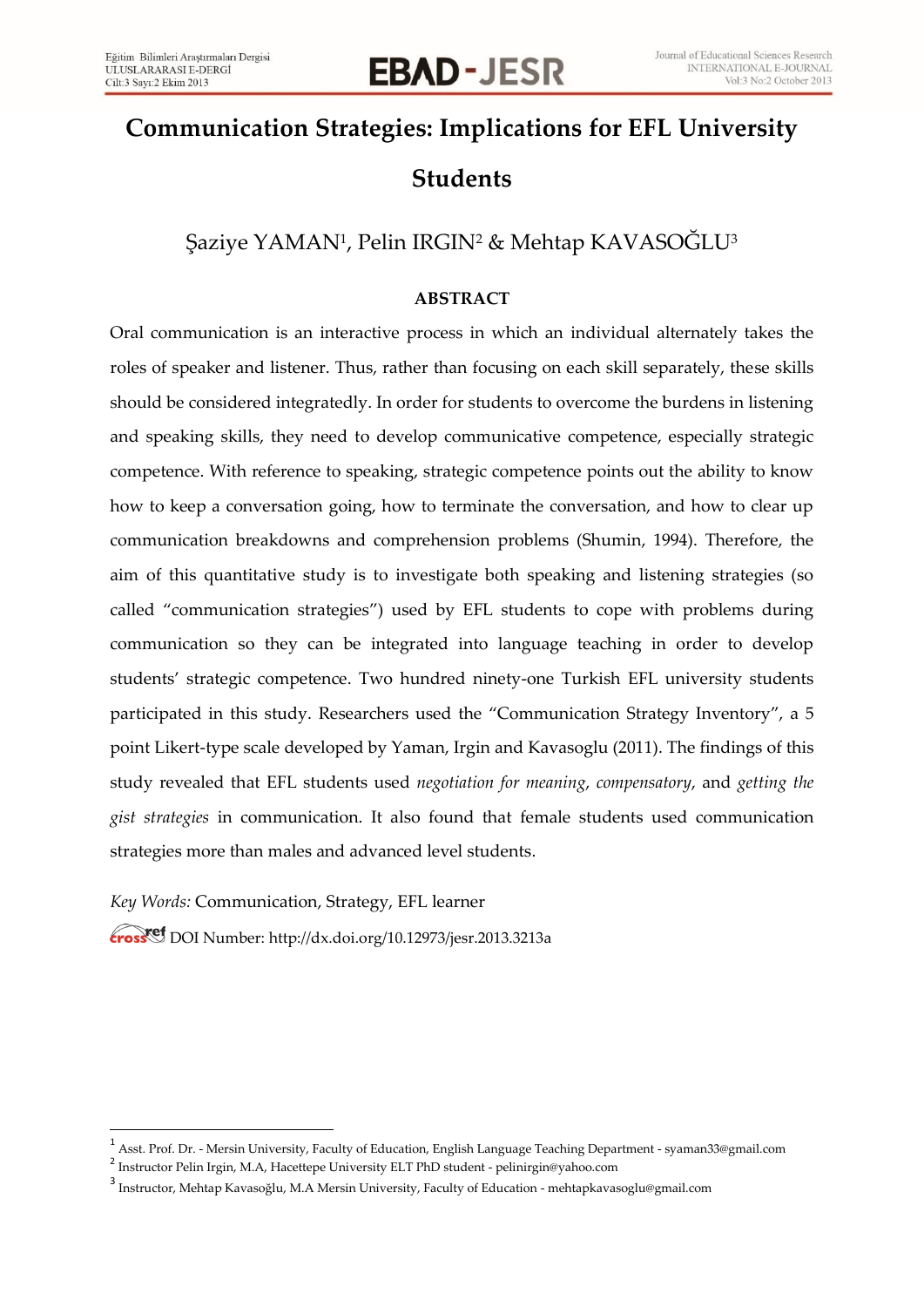# Communication Strategies: Implications for EFL University Students

Şaziye YAMAN[1], Pelin IRGIN[2] & Mehtap KAVASOĞLU[3]

## ABSTRACT

Oral communication is an interactive process in which an individual alternately takes the roles of speaker and listener. Thus, rather than focusing on each skill separately, these skills should be considered integratedly. In order for students to overcome the burdens in listening and speaking skills, they need to develop communicative competence, especially strategic competence. With reference to speaking, strategic competence points out the ability to know how to keep a conversation going, how to terminate the conversation, and how to clear up communication breakdowns and comprehension problems (Shumin, 1994). Therefore, the aim of this quantitative study is to investigate both speaking and listening strategies (so called "communication strategies") used by EFL students to cope with problems during communication so they can be integrated into language teaching in order to develop students' strategic competence. Two hundred ninety-one Turkish EFL university students participated in this study. Researchers used the "Communication Strategy Inventory", a 5 point Likert-type scale developed by Yaman, Irgin and Kavasoglu (2011). The findings of this study revealed that EFL students used *negotiation for meaning*, *compensatory*, and *getting the gist strategies* in communication. It also found that female students used communication strategies more than males and advanced level students.

*Key Words:* Communication, Strategy, EFL learner

DOI Number: http://dx.doi.org/10.12973/jesr.2013.3213a

---

[1] Asst. Prof. Dr. - Mersin University, Faculty of Education, English Language Teaching Department - syaman33@gmail.com

[2] Instructor Pelin Irgin, M.A, Hacettepe University ELT PhD student - pelinirgin@yahoo.com

[3] Instructor, Mehtap Kavasoğlu, M.A Mersin University, Faculty of Education - mehtapkavasoglu@gmail.com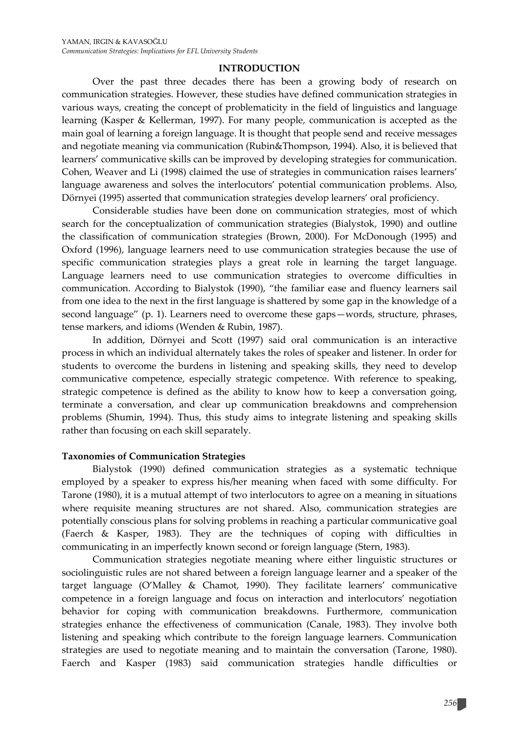## INTRODUCTION

Over the past three decades there has been a growing body of research on communication strategies. However, these studies have defined communication strategies in various ways, creating the concept of problematicity in the field of linguistics and language learning (Kasper & Kellerman, 1997). For many people, communication is accepted as the main goal of learning a foreign language. It is thought that people send and receive messages and negotiate meaning via communication (Rubin&Thompson, 1994). Also, it is believed that learners' communicative skills can be improved by developing strategies for communication. Cohen, Weaver and Li (1998) claimed the use of strategies in communication raises learners' language awareness and solves the interlocutors' potential communication problems. Also, Dörnyei (1995) asserted that communication strategies develop learners' oral proficiency.

Considerable studies have been done on communication strategies, most of which search for the conceptualization of communication strategies (Bialystok, 1990) and outline the classification of communication strategies (Brown, 2000). For McDonough (1995) and Oxford (1996), language learners need to use communication strategies because the use of specific communication strategies plays a great role in learning the target language. Language learners need to use communication strategies to overcome difficulties in communication. According to Bialystok (1990), "the familiar ease and fluency learners sail from one idea to the next in the first language is shattered by some gap in the knowledge of a second language" (p. 1). Learners need to overcome these gaps—words, structure, phrases, tense markers, and idioms (Wenden & Rubin, 1987).

In addition, Dörnyei and Scott (1997) said oral communication is an interactive process in which an individual alternately takes the roles of speaker and listener. In order for students to overcome the burdens in listening and speaking skills, they need to develop communicative competence, especially strategic competence. With reference to speaking, strategic competence is defined as the ability to know how to keep a conversation going, terminate a conversation, and clear up communication breakdowns and comprehension problems (Shumin, 1994). Thus, this study aims to integrate listening and speaking skills rather than focusing on each skill separately.

### Taxonomies of Communication Strategies

Bialystok (1990) defined communication strategies as a systematic technique employed by a speaker to express his/her meaning when faced with some difficulty. For Tarone (1980), it is a mutual attempt of two interlocutors to agree on a meaning in situations where requisite meaning structures are not shared. Also, communication strategies are potentially conscious plans for solving problems in reaching a particular communicative goal (Faerch & Kasper, 1983). They are the techniques of coping with difficulties in communicating in an imperfectly known second or foreign language (Stern, 1983).

Communication strategies negotiate meaning where either linguistic structures or sociolinguistic rules are not shared between a foreign language learner and a speaker of the target language (O'Malley & Chamot, 1990). They facilitate learners' communicative competence in a foreign language and focus on interaction and interlocutors' negotiation behavior for coping with communication breakdowns. Furthermore, communication strategies enhance the effectiveness of communication (Canale, 1983). They involve both listening and speaking which contribute to the foreign language learners. Communication strategies are used to negotiate meaning and to maintain the conversation (Tarone, 1980). Faerch and Kasper (1983) said communication strategies handle difficulties or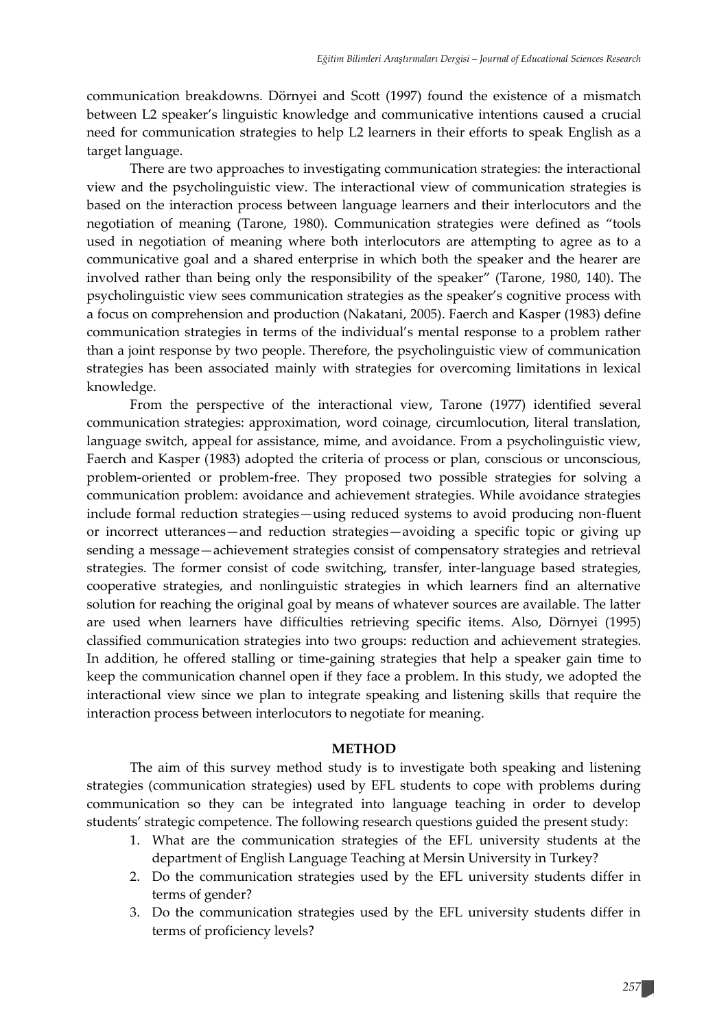communication breakdowns. Dörnyei and Scott (1997) found the existence of a mismatch between L2 speaker's linguistic knowledge and communicative intentions caused a crucial need for communication strategies to help L2 learners in their efforts to speak English as a target language.

There are two approaches to investigating communication strategies: the interactional view and the psycholinguistic view. The interactional view of communication strategies is based on the interaction process between language learners and their interlocutors and the negotiation of meaning (Tarone, 1980). Communication strategies were defined as "tools used in negotiation of meaning where both interlocutors are attempting to agree as to a communicative goal and a shared enterprise in which both the speaker and the hearer are involved rather than being only the responsibility of the speaker" (Tarone, 1980, 140). The psycholinguistic view sees communication strategies as the speaker's cognitive process with a focus on comprehension and production (Nakatani, 2005). Faerch and Kasper (1983) define communication strategies in terms of the individual's mental response to a problem rather than a joint response by two people. Therefore, the psycholinguistic view of communication strategies has been associated mainly with strategies for overcoming limitations in lexical knowledge.

From the perspective of the interactional view, Tarone (1977) identified several communication strategies: approximation, word coinage, circumlocution, literal translation, language switch, appeal for assistance, mime, and avoidance. From a psycholinguistic view, Faerch and Kasper (1983) adopted the criteria of process or plan, conscious or unconscious, problem-oriented or problem-free. They proposed two possible strategies for solving a communication problem: avoidance and achievement strategies. While avoidance strategies include formal reduction strategies—using reduced systems to avoid producing non-fluent or incorrect utterances—and reduction strategies—avoiding a specific topic or giving up sending a message—achievement strategies consist of compensatory strategies and retrieval strategies. The former consist of code switching, transfer, inter-language based strategies, cooperative strategies, and nonlinguistic strategies in which learners find an alternative solution for reaching the original goal by means of whatever sources are available. The latter are used when learners have difficulties retrieving specific items. Also, Dörnyei (1995) classified communication strategies into two groups: reduction and achievement strategies. In addition, he offered stalling or time-gaining strategies that help a speaker gain time to keep the communication channel open if they face a problem. In this study, we adopted the interactional view since we plan to integrate speaking and listening skills that require the interaction process between interlocutors to negotiate for meaning.

## METHOD

The aim of this survey method study is to investigate both speaking and listening strategies (communication strategies) used by EFL students to cope with problems during communication so they can be integrated into language teaching in order to develop students' strategic competence. The following research questions guided the present study:

1. What are the communication strategies of the EFL university students at the department of English Language Teaching at Mersin University in Turkey?
2. Do the communication strategies used by the EFL university students differ in terms of gender?
3. Do the communication strategies used by the EFL university students differ in terms of proficiency levels?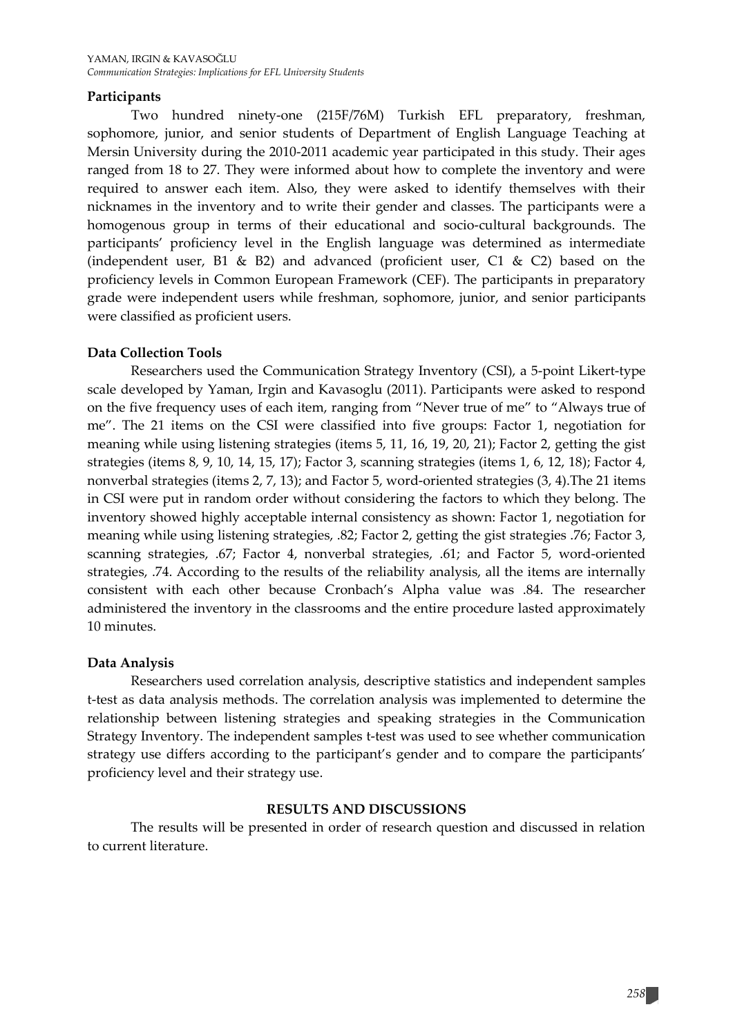### Participants

Two hundred ninety-one (215F/76M) Turkish EFL preparatory, freshman, sophomore, junior, and senior students of Department of English Language Teaching at Mersin University during the 2010-2011 academic year participated in this study. Their ages ranged from 18 to 27. They were informed about how to complete the inventory and were required to answer each item. Also, they were asked to identify themselves with their nicknames in the inventory and to write their gender and classes. The participants were a homogenous group in terms of their educational and socio-cultural backgrounds. The participants' proficiency level in the English language was determined as intermediate (independent user, B1 & B2) and advanced (proficient user, C1 & C2) based on the proficiency levels in Common European Framework (CEF). The participants in preparatory grade were independent users while freshman, sophomore, junior, and senior participants were classified as proficient users.

### Data Collection Tools

Researchers used the Communication Strategy Inventory (CSI), a 5-point Likert-type scale developed by Yaman, Irgin and Kavasoglu (2011). Participants were asked to respond on the five frequency uses of each item, ranging from "Never true of me" to "Always true of me". The 21 items on the CSI were classified into five groups: Factor 1, negotiation for meaning while using listening strategies (items 5, 11, 16, 19, 20, 21); Factor 2, getting the gist strategies (items 8, 9, 10, 14, 15, 17); Factor 3, scanning strategies (items 1, 6, 12, 18); Factor 4, nonverbal strategies (items 2, 7, 13); and Factor 5, word-oriented strategies (3, 4).The 21 items in CSI were put in random order without considering the factors to which they belong. The inventory showed highly acceptable internal consistency as shown: Factor 1, negotiation for meaning while using listening strategies, .82; Factor 2, getting the gist strategies .76; Factor 3, scanning strategies, .67; Factor 4, nonverbal strategies, .61; and Factor 5, word-oriented strategies, .74. According to the results of the reliability analysis, all the items are internally consistent with each other because Cronbach's Alpha value was .84. The researcher administered the inventory in the classrooms and the entire procedure lasted approximately 10 minutes.

### Data Analysis

Researchers used correlation analysis, descriptive statistics and independent samples t-test as data analysis methods. The correlation analysis was implemented to determine the relationship between listening strategies and speaking strategies in the Communication Strategy Inventory. The independent samples t-test was used to see whether communication strategy use differs according to the participant's gender and to compare the participants' proficiency level and their strategy use.

## RESULTS AND DISCUSSIONS

The results will be presented in order of research question and discussed in relation to current literature.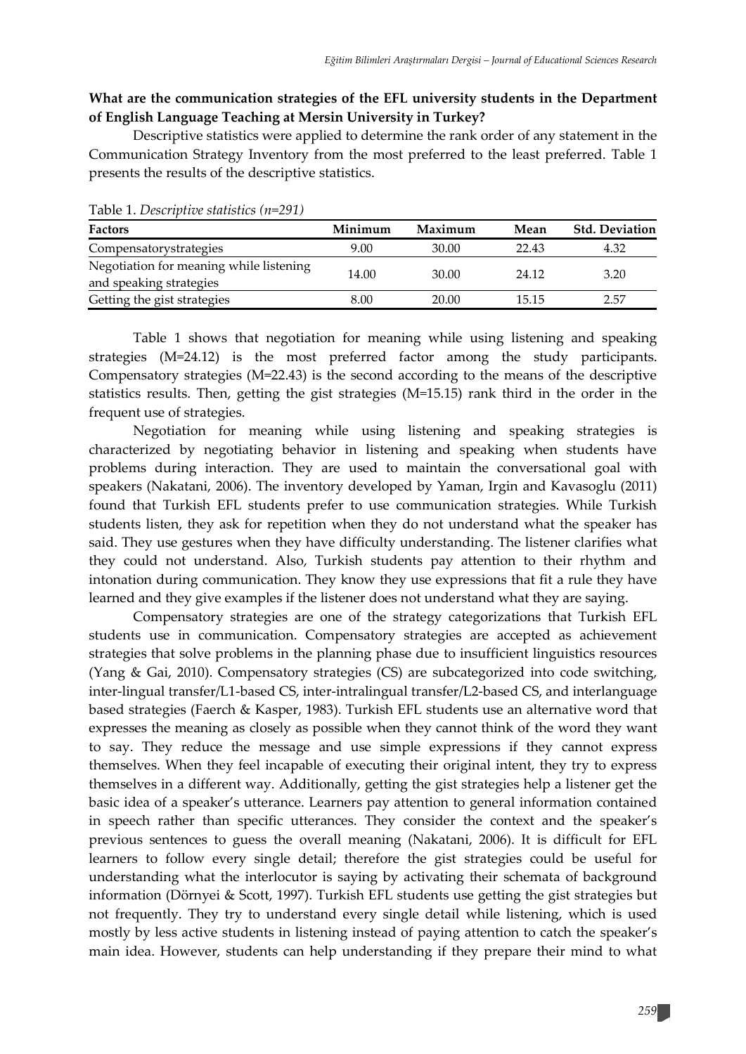**What are the communication strategies of the EFL university students in the Department of English Language Teaching at Mersin University in Turkey?**

Descriptive statistics were applied to determine the rank order of any statement in the Communication Strategy Inventory from the most preferred to the least preferred. Table 1 presents the results of the descriptive statistics.

Table 1. *Descriptive statistics (n=291)*

| Factors | Minimum | Maximum | Mean | Std. Deviation |
|---|---|---|---|---|
| Compensatorystrategies | 9.00 | 30.00 | 22.43 | 4.32 |
| Negotiation for meaning while listening and speaking strategies | 14.00 | 30.00 | 24.12 | 3.20 |
| Getting the gist strategies | 8.00 | 20.00 | 15.15 | 2.57 |

Table 1 shows that negotiation for meaning while using listening and speaking strategies (M=24.12) is the most preferred factor among the study participants. Compensatory strategies (M=22.43) is the second according to the means of the descriptive statistics results. Then, getting the gist strategies (M=15.15) rank third in the order in the frequent use of strategies.

Negotiation for meaning while using listening and speaking strategies is characterized by negotiating behavior in listening and speaking when students have problems during interaction. They are used to maintain the conversational goal with speakers (Nakatani, 2006). The inventory developed by Yaman, Irgin and Kavasoglu (2011) found that Turkish EFL students prefer to use communication strategies. While Turkish students listen, they ask for repetition when they do not understand what the speaker has said. They use gestures when they have difficulty understanding. The listener clarifies what they could not understand. Also, Turkish students pay attention to their rhythm and intonation during communication. They know they use expressions that fit a rule they have learned and they give examples if the listener does not understand what they are saying.

Compensatory strategies are one of the strategy categorizations that Turkish EFL students use in communication. Compensatory strategies are accepted as achievement strategies that solve problems in the planning phase due to insufficient linguistics resources (Yang & Gai, 2010). Compensatory strategies (CS) are subcategorized into code switching, inter-lingual transfer/L1-based CS, inter-intralingual transfer/L2-based CS, and interlanguage based strategies (Faerch & Kasper, 1983). Turkish EFL students use an alternative word that expresses the meaning as closely as possible when they cannot think of the word they want to say. They reduce the message and use simple expressions if they cannot express themselves. When they feel incapable of executing their original intent, they try to express themselves in a different way. Additionally, getting the gist strategies help a listener get the basic idea of a speaker's utterance. Learners pay attention to general information contained in speech rather than specific utterances. They consider the context and the speaker's previous sentences to guess the overall meaning (Nakatani, 2006). It is difficult for EFL learners to follow every single detail; therefore the gist strategies could be useful for understanding what the interlocutor is saying by activating their schemata of background information (Dörnyei & Scott, 1997). Turkish EFL students use getting the gist strategies but not frequently. They try to understand every single detail while listening, which is used mostly by less active students in listening instead of paying attention to catch the speaker's main idea. However, students can help understanding if they prepare their mind to what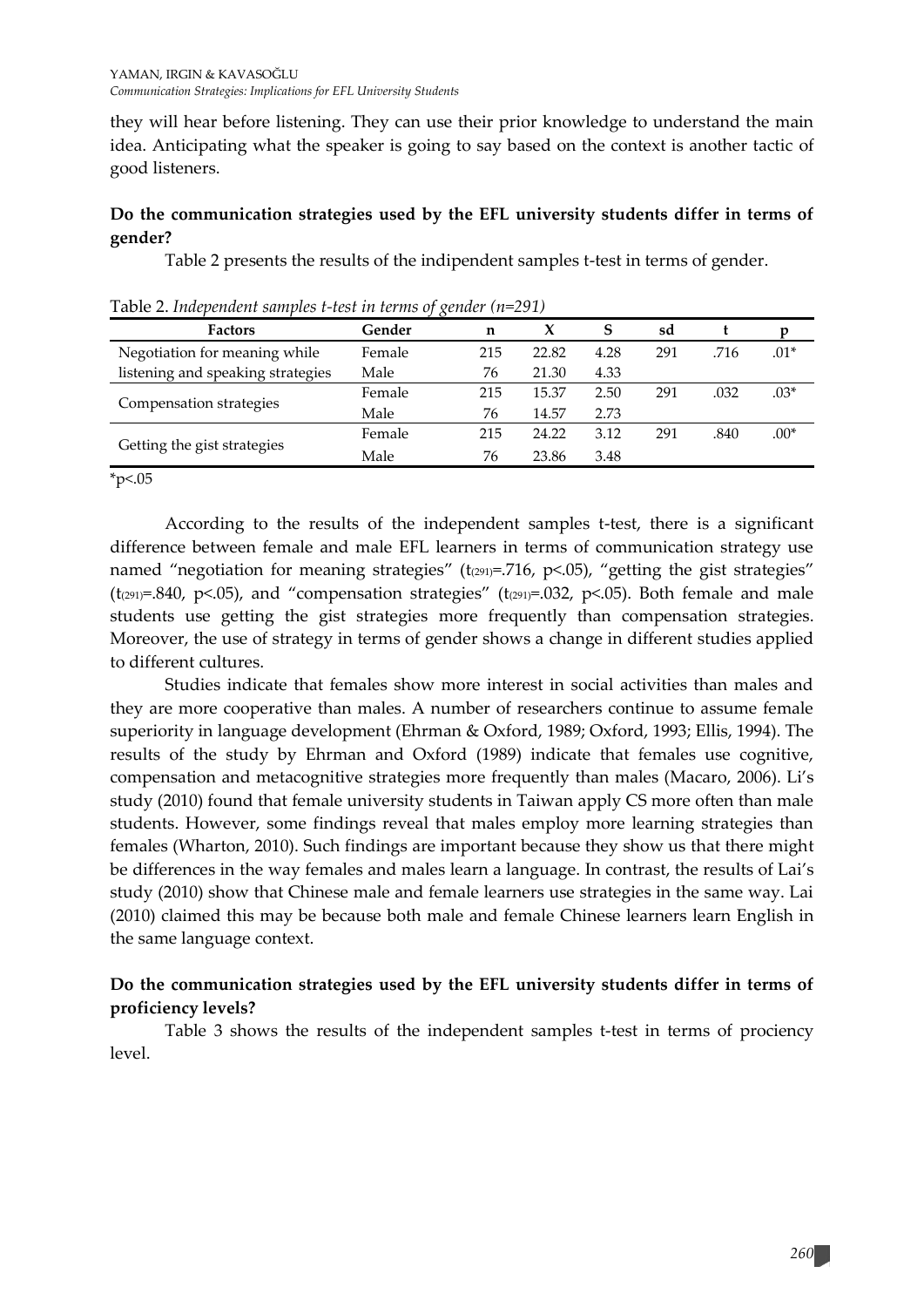they will hear before listening. They can use their prior knowledge to understand the main idea. Anticipating what the speaker is going to say based on the context is another tactic of good listeners.

**Do the communication strategies used by the EFL university students differ in terms of gender?**

Table 2 presents the results of the indipendent samples t-test in terms of gender.

Table 2. *Independent samples t-test in terms of gender (n=291)*

| Factors | Gender | n | X | S | sd | t | p |
|---|---|---|---|---|---|---|---|
| Negotiation for meaning while listening and speaking strategies | Female | 215 | 22.82 | 4.28 | 291 | .716 | .01* |
| | Male | 76 | 21.30 | 4.33 | | | |
| Compensation strategies | Female | 215 | 15.37 | 2.50 | 291 | .032 | .03* |
| | Male | 76 | 14.57 | 2.73 | | | |
| Getting the gist strategies | Female | 215 | 24.22 | 3.12 | 291 | .840 | .00* |
| | Male | 76 | 23.86 | 3.48 | | | |

*p<.05

According to the results of the independent samples t-test, there is a significant difference between female and male EFL learners in terms of communication strategy use named "negotiation for meaning strategies" ($t_{(291)}$=.716, p<.05), "getting the gist strategies" ($t_{(291)}$=.840, p<.05), and "compensation strategies" ($t_{(291)}$=.032, p<.05). Both female and male students use getting the gist strategies more frequently than compensation strategies. Moreover, the use of strategy in terms of gender shows a change in different studies applied to different cultures.

Studies indicate that females show more interest in social activities than males and they are more cooperative than males. A number of researchers continue to assume female superiority in language development (Ehrman & Oxford, 1989; Oxford, 1993; Ellis, 1994). The results of the study by Ehrman and Oxford (1989) indicate that females use cognitive, compensation and metacognitive strategies more frequently than males (Macaro, 2006). Li's study (2010) found that female university students in Taiwan apply CS more often than male students. However, some findings reveal that males employ more learning strategies than females (Wharton, 2010). Such findings are important because they show us that there might be differences in the way females and males learn a language. In contrast, the results of Lai's study (2010) show that Chinese male and female learners use strategies in the same way. Lai (2010) claimed this may be because both male and female Chinese learners learn English in the same language context.

**Do the communication strategies used by the EFL university students differ in terms of proficiency levels?**

Table 3 shows the results of the independent samples t-test in terms of prociency level.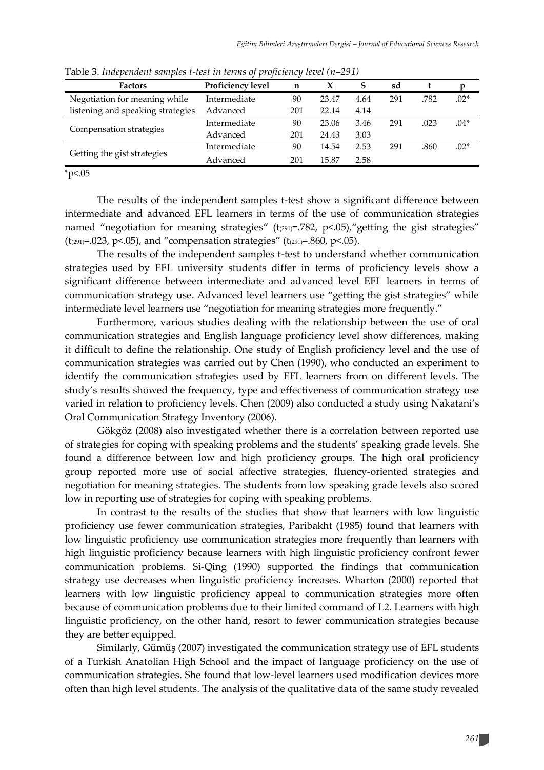Table 3. *Independent samples t-test in terms of proficiency level (n=291)*

| Factors | Proficiency level | n | X | S | sd | t | p |
|---|---|---|---|---|---|---|---|
| Negotiation for meaning while listening and speaking strategies | Intermediate | 90 | 23.47 | 4.64 | 291 | .782 | .02* |
| | Advanced | 201 | 22.14 | 4.14 | | | |
| Compensation strategies | Intermediate | 90 | 23.06 | 3.46 | 291 | .023 | .04* |
| | Advanced | 201 | 24.43 | 3.03 | | | |
| Getting the gist strategies | Intermediate | 90 | 14.54 | 2.53 | 291 | .860 | .02* |
| | Advanced | 201 | 15.87 | 2.58 | | | |

*p<.05

The results of the independent samples t-test show a significant difference between intermediate and advanced EFL learners in terms of the use of communication strategies named "negotiation for meaning strategies" ($t_{(291)}$=.782, p<.05),"getting the gist strategies" ($t_{(291)}$=.023, p<.05), and "compensation strategies" ($t_{(291)}$=.860, p<.05).

The results of the independent samples t-test to understand whether communication strategies used by EFL university students differ in terms of proficiency levels show a significant difference between intermediate and advanced level EFL learners in terms of communication strategy use. Advanced level learners use "getting the gist strategies" while intermediate level learners use "negotiation for meaning strategies more frequently."

Furthermore, various studies dealing with the relationship between the use of oral communication strategies and English language proficiency level show differences, making it difficult to define the relationship. One study of English proficiency level and the use of communication strategies was carried out by Chen (1990), who conducted an experiment to identify the communication strategies used by EFL learners from on different levels. The study's results showed the frequency, type and effectiveness of communication strategy use varied in relation to proficiency levels. Chen (2009) also conducted a study using Nakatani's Oral Communication Strategy Inventory (2006).

Gökgöz (2008) also investigated whether there is a correlation between reported use of strategies for coping with speaking problems and the students' speaking grade levels. She found a difference between low and high proficiency groups. The high oral proficiency group reported more use of social affective strategies, fluency-oriented strategies and negotiation for meaning strategies. The students from low speaking grade levels also scored low in reporting use of strategies for coping with speaking problems.

In contrast to the results of the studies that show that learners with low linguistic proficiency use fewer communication strategies, Paribakht (1985) found that learners with low linguistic proficiency use communication strategies more frequently than learners with high linguistic proficiency because learners with high linguistic proficiency confront fewer communication problems. Si-Qing (1990) supported the findings that communication strategy use decreases when linguistic proficiency increases. Wharton (2000) reported that learners with low linguistic proficiency appeal to communication strategies more often because of communication problems due to their limited command of L2. Learners with high linguistic proficiency, on the other hand, resort to fewer communication strategies because they are better equipped.

Similarly, Gümüş (2007) investigated the communication strategy use of EFL students of a Turkish Anatolian High School and the impact of language proficiency on the use of communication strategies. She found that low-level learners used modification devices more often than high level students. The analysis of the qualitative data of the same study revealed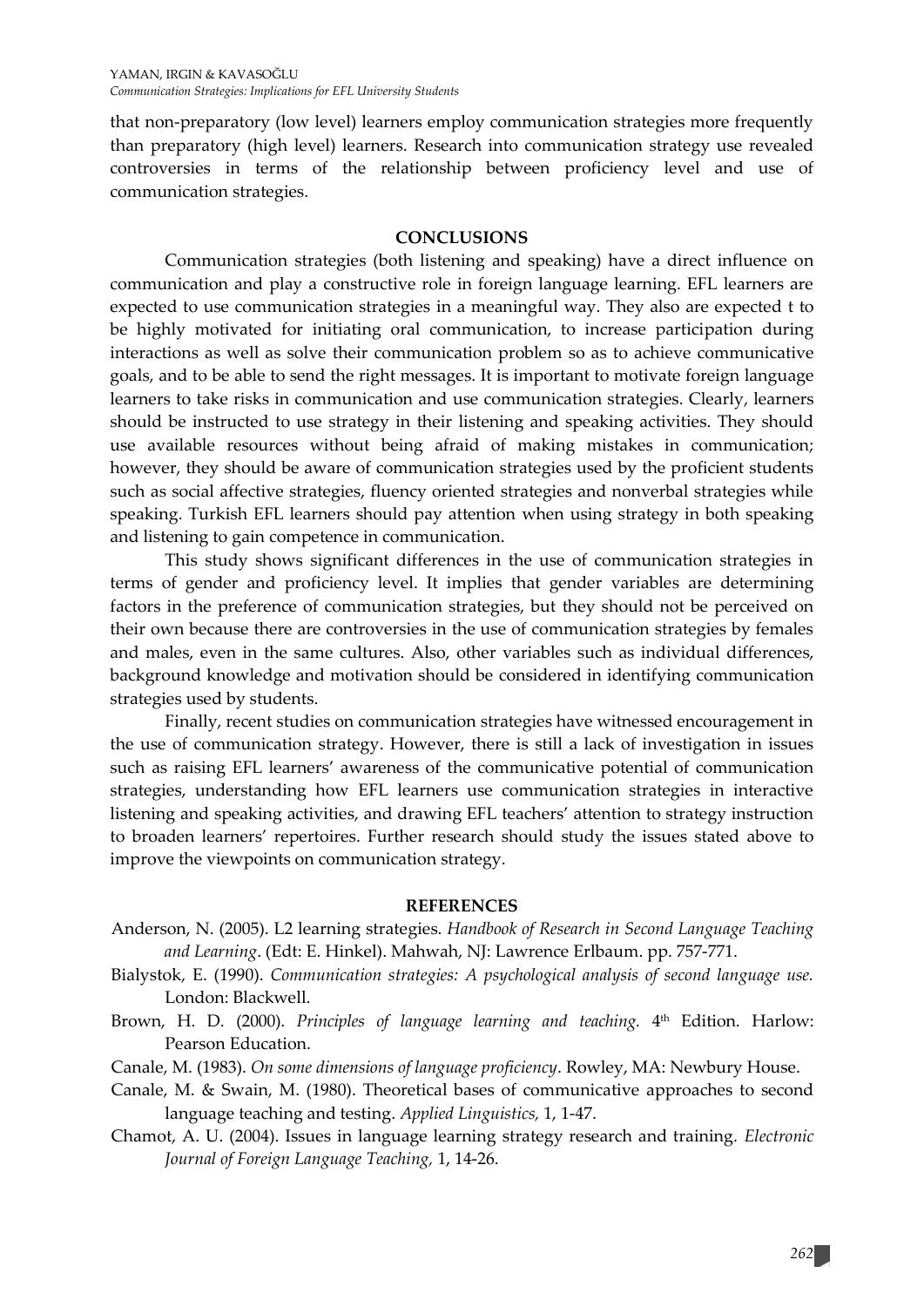that non-preparatory (low level) learners employ communication strategies more frequently than preparatory (high level) learners. Research into communication strategy use revealed controversies in terms of the relationship between proficiency level and use of communication strategies.

## CONCLUSIONS

Communication strategies (both listening and speaking) have a direct influence on communication and play a constructive role in foreign language learning. EFL learners are expected to use communication strategies in a meaningful way. They also are expected t to be highly motivated for initiating oral communication, to increase participation during interactions as well as solve their communication problem so as to achieve communicative goals, and to be able to send the right messages. It is important to motivate foreign language learners to take risks in communication and use communication strategies. Clearly, learners should be instructed to use strategy in their listening and speaking activities. They should use available resources without being afraid of making mistakes in communication; however, they should be aware of communication strategies used by the proficient students such as social affective strategies, fluency oriented strategies and nonverbal strategies while speaking. Turkish EFL learners should pay attention when using strategy in both speaking and listening to gain competence in communication.

This study shows significant differences in the use of communication strategies in terms of gender and proficiency level. It implies that gender variables are determining factors in the preference of communication strategies, but they should not be perceived on their own because there are controversies in the use of communication strategies by females and males, even in the same cultures. Also, other variables such as individual differences, background knowledge and motivation should be considered in identifying communication strategies used by students.

Finally, recent studies on communication strategies have witnessed encouragement in the use of communication strategy. However, there is still a lack of investigation in issues such as raising EFL learners' awareness of the communicative potential of communication strategies, understanding how EFL learners use communication strategies in interactive listening and speaking activities, and drawing EFL teachers' attention to strategy instruction to broaden learners' repertoires. Further research should study the issues stated above to improve the viewpoints on communication strategy.

## REFERENCES

Anderson, N. (2005). L2 learning strategies. *Handbook of Research in Second Language Teaching and Learning*. (Edt: E. Hinkel). Mahwah, NJ: Lawrence Erlbaum. pp. 757-771.

Bialystok, E. (1990). *Communication strategies: A psychological analysis of second language use.* London: Blackwell.

Brown, H. D. (2000). *Principles of language learning and teaching.* 4th Edition. Harlow: Pearson Education.

Canale, M. (1983). *On some dimensions of language proficiency*. Rowley, MA: Newbury House.

Canale, M. & Swain, M. (1980). Theoretical bases of communicative approaches to second language teaching and testing. *Applied Linguistics,* 1, 1-47.

Chamot, A. U. (2004). Issues in language learning strategy research and training. *Electronic Journal of Foreign Language Teaching,* 1, 14-26.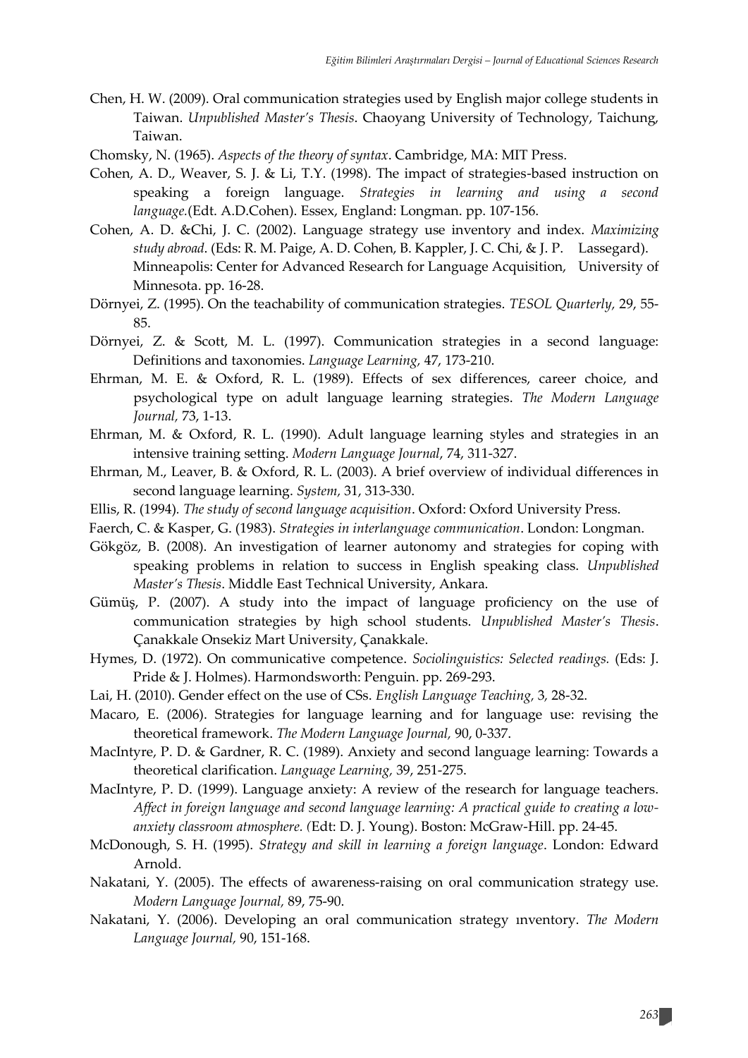Chen, H. W. (2009). Oral communication strategies used by English major college students in Taiwan. *Unpublished Master's Thesis*. Chaoyang University of Technology, Taichung, Taiwan.

Chomsky, N. (1965). *Aspects of the theory of syntax*. Cambridge, MA: MIT Press.

Cohen, A. D., Weaver, S. J. & Li, T.Y. (1998). The impact of strategies-based instruction on speaking a foreign language. *Strategies in learning and using a second language.*(Edt. A.D.Cohen). Essex, England: Longman. pp. 107-156.

Cohen, A. D. &Chi, J. C. (2002). Language strategy use inventory and index. *Maximizing study abroad*. (Eds: R. M. Paige, A. D. Cohen, B. Kappler, J. C. Chi, & J. P. Lassegard). Minneapolis: Center for Advanced Research for Language Acquisition, University of Minnesota. pp. 16-28.

Dörnyei, Z. (1995). On the teachability of communication strategies. *TESOL Quarterly*, 29, 55-85.

Dörnyei, Z. & Scott, M. L. (1997). Communication strategies in a second language: Definitions and taxonomies. *Language Learning,* 47, 173-210.

Ehrman, M. E. & Oxford, R. L. (1989). Effects of sex differences, career choice, and psychological type on adult language learning strategies. *The Modern Language Journal,* 73, 1-13.

Ehrman, M. & Oxford, R. L. (1990). Adult language learning styles and strategies in an intensive training setting. *Modern Language Journal*, 74, 311-327.

Ehrman, M., Leaver, B. & Oxford, R. L. (2003). A brief overview of individual differences in second language learning. *System,* 31, 313-330.

Ellis, R. (1994). *The study of second language acquisition*. Oxford: Oxford University Press.

Faerch, C. & Kasper, G. (1983). *Strategies in interlanguage communication*. London: Longman.

Gökgöz, B. (2008). An investigation of learner autonomy and strategies for coping with speaking problems in relation to success in English speaking class. *Unpublished Master's Thesis*. Middle East Technical University, Ankara.

Gümüş, P. (2007). A study into the impact of language proficiency on the use of communication strategies by high school students. *Unpublished Master's Thesis*. Çanakkale Onsekiz Mart University, Çanakkale.

Hymes, D. (1972). On communicative competence. *Sociolinguistics: Selected readings.* (Eds: J. Pride & J. Holmes). Harmondsworth: Penguin. pp. 269-293.

Lai, H. (2010). Gender effect on the use of CSs. *English Language Teaching,* 3*,* 28-32.

Macaro, E. (2006). Strategies for language learning and for language use: revising the theoretical framework. *The Modern Language Journal,* 90, 0-337.

MacIntyre, P. D. & Gardner, R. C. (1989). Anxiety and second language learning: Towards a theoretical clarification. *Language Learning,* 39, 251-275.

MacIntyre, P. D. (1999). Language anxiety: A review of the research for language teachers. *Affect in foreign language and second language learning: A practical guide to creating a low-anxiety classroom atmosphere. (*Edt: D. J. Young). Boston: McGraw-Hill. pp. 24-45.

McDonough, S. H. (1995). *Strategy and skill in learning a foreign language*. London: Edward Arnold.

Nakatani, Y. (2005). The effects of awareness-raising on oral communication strategy use. *Modern Language Journal,* 89, 75-90.

Nakatani, Y. (2006). Developing an oral communication strategy ınventory. *The Modern Language Journal,* 90, 151-168.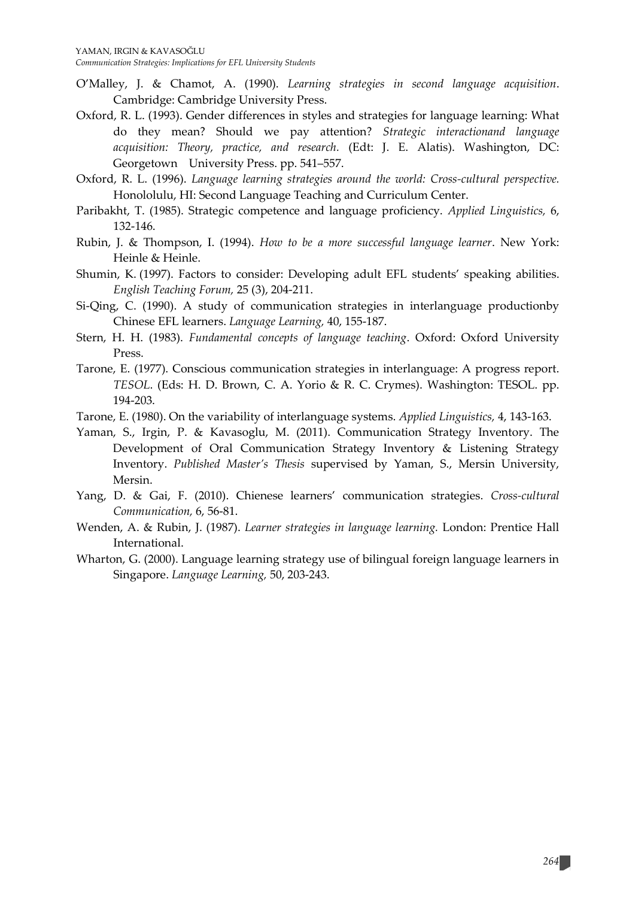O'Malley, J. & Chamot, A. (1990). *Learning strategies in second language acquisition*. Cambridge: Cambridge University Press.

Oxford, R. L. (1993). Gender differences in styles and strategies for language learning: What do they mean? Should we pay attention? *Strategic interactionand language acquisition: Theory, practice, and research.* (Edt: J. E. Alatis). Washington, DC: Georgetown University Press. pp. 541–557.

Oxford, R. L. (1996). *Language learning strategies around the world: Cross-cultural perspective.* Honololulu, HI: Second Language Teaching and Curriculum Center.

Paribakht, T. (1985). Strategic competence and language proficiency. *Applied Linguistics,* 6, 132-146.

Rubin, J. & Thompson, I. (1994). *How to be a more successful language learner*. New York: Heinle & Heinle.

Shumin, K. (1997). Factors to consider: Developing adult EFL students' speaking abilities. *English Teaching Forum,* 25 (3), 204-211.

Si-Qing, C. (1990). A study of communication strategies in interlanguage productionby Chinese EFL learners. *Language Learning,* 40, 155-187.

Stern, H. H. (1983). *Fundamental concepts of language teaching*. Oxford: Oxford University Press.

Tarone, E. (1977). Conscious communication strategies in interlanguage: A progress report. *TESOL*. (Eds: H. D. Brown, C. A. Yorio & R. C. Crymes). Washington: TESOL. pp. 194-203.

Tarone, E. (1980). On the variability of interlanguage systems. *Applied Linguistics,* 4, 143-163.

Yaman, S., Irgin, P. & Kavasoglu, M. (2011). Communication Strategy Inventory. The Development of Oral Communication Strategy Inventory & Listening Strategy Inventory. *Published Master's Thesis* supervised by Yaman, S., Mersin University, Mersin.

Yang, D. & Gai, F. (2010). Chienese learners' communication strategies. *Cross-cultural Communication,* 6, 56-81.

Wenden, A. & Rubin, J. (1987). *Learner strategies in language learning.* London: Prentice Hall International.

Wharton, G. (2000). Language learning strategy use of bilingual foreign language learners in Singapore. *Language Learning,* 50, 203-243.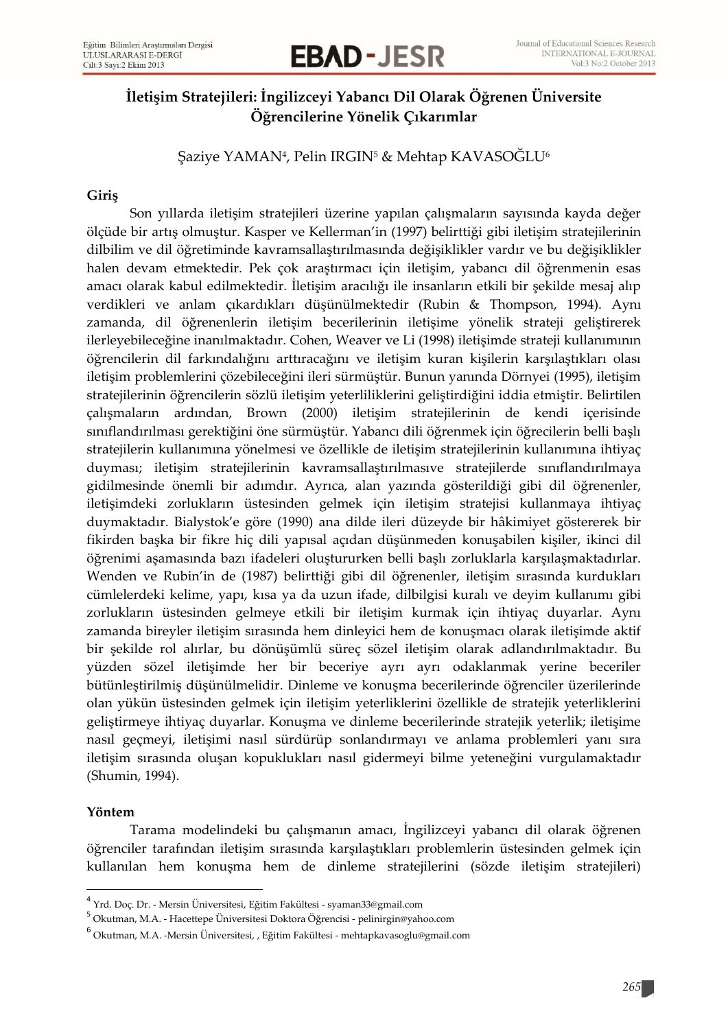# İletişim Stratejileri: İngilizceyi Yabancı Dil Olarak Öğrenen Üniversite Öğrencilerine Yönelik Çıkarımlar

Şaziye YAMAN[4], Pelin IRGIN[5] & Mehtap KAVASOĞLU[6]

## Giriş

Son yıllarda iletişim stratejileri üzerine yapılan çalışmaların sayısında kayda değer ölçüde bir artış olmuştur. Kasper ve Kellerman'in (1997) belirttiği gibi iletişim stratejilerinin dilbilim ve dil öğretiminde kavramsallaştırılmasında değişiklikler vardır ve bu değişiklikler halen devam etmektedir. Pek çok araştırmacı için iletişim, yabancı dil öğrenmenin esas amacı olarak kabul edilmektedir. İletişim aracılığı ile insanların etkili bir şekilde mesaj alıp verdikleri ve anlam çıkardıkları düşünülmektedir (Rubin & Thompson, 1994). Aynı zamanda, dil öğrenenlerin iletişim becerilerinin iletişime yönelik strateji geliştirerek ilerleyebileceğine inanılmaktadır. Cohen, Weaver ve Li (1998) iletişimde strateji kullanımının öğrencilerin dil farkındalığını arttıracağını ve iletişim kuran kişilerin karşılaştıkları olası iletişim problemlerini çözebileceğini ileri sürmüştür. Bunun yanında Dörnyei (1995), iletişim stratejilerinin öğrencilerin sözlü iletişim yeterliliklerini geliştirdiğini iddia etmiştir. Belirtilen çalışmaların ardından, Brown (2000) iletişim stratejilerinin de kendi içerisinde sınıflandırılması gerektiğini öne sürmüştür. Yabancı dili öğrenmek için öğrecilerin belli başlı stratejilerin kullanımına yönelmesi ve özellikle de iletişim stratejilerinin kullanımına ihtiyaç duyması; iletişim stratejilerinin kavramsallaştırılmasıve stratejilerde sınıflandırılmaya gidilmesinde önemli bir adımdır. Ayrıca, alan yazında gösterildiği gibi dil öğrenenler, iletişimdeki zorlukların üstesinden gelmek için iletişim stratejisi kullanmaya ihtiyaç duymaktadır. Bialystok'e göre (1990) ana dilde ileri düzeyde bir hâkimiyet göstererek bir fikirden başka bir fikre hiç dili yapısal açıdan düşünmeden konuşabilen kişiler, ikinci dil öğrenimi aşamasında bazı ifadeleri oluştururken belli başlı zorluklarla karşılaşmaktadırlar. Wenden ve Rubin'in de (1987) belirttiği gibi dil öğrenenler, iletişim sırasında kurdukları cümlelerdeki kelime, yapı, kısa ya da uzun ifade, dilbilgisi kuralı ve deyim kullanımı gibi zorlukların üstesinden gelmeye etkili bir iletişim kurmak için ihtiyaç duyarlar. Aynı zamanda bireyler iletişim sırasında hem dinleyici hem de konuşmacı olarak iletişimde aktif bir şekilde rol alırlar, bu dönüşümlü süreç sözel iletişim olarak adlandırılmaktadır. Bu yüzden sözel iletişimde her bir beceriye ayrı ayrı odaklanmak yerine beceriler bütünleştirilmiş düşünülmelidir. Dinleme ve konuşma becerilerinde öğrenciler üzerilerinde olan yükün üstesinden gelmek için iletişim yeterliklerini özellikle de stratejik yeterliklerini geliştirmeye ihtiyaç duyarlar. Konuşma ve dinleme becerilerinde stratejik yeterlik; iletişime nasıl geçmeyi, iletişimi nasıl sürdürüp sonlandırmayı ve anlama problemleri yanı sıra iletişim sırasında oluşan kopuklukları nasıl gidermeyi bilme yeteneğini vurgulamaktadır (Shumin, 1994).

## Yöntem

Tarama modelindeki bu çalışmanın amacı, İngilizceyi yabancı dil olarak öğrenen öğrenciler tarafından iletişim sırasında karşılaştıkları problemlerin üstesinden gelmek için kullanılan hem konuşma hem de dinleme stratejilerini (sözde iletişim stratejileri)

---

[4] Yrd. Doç. Dr. - Mersin Üniversitesi, Eğitim Fakültesi - syaman33@gmail.com

[5] Okutman, M.A. - Hacettepe Üniversitesi Doktora Öğrencisi - pelinirgin@yahoo.com

[6] Okutman, M.A. -Mersin Üniversitesi, , Eğitim Fakültesi - mehtapkavasoglu@gmail.com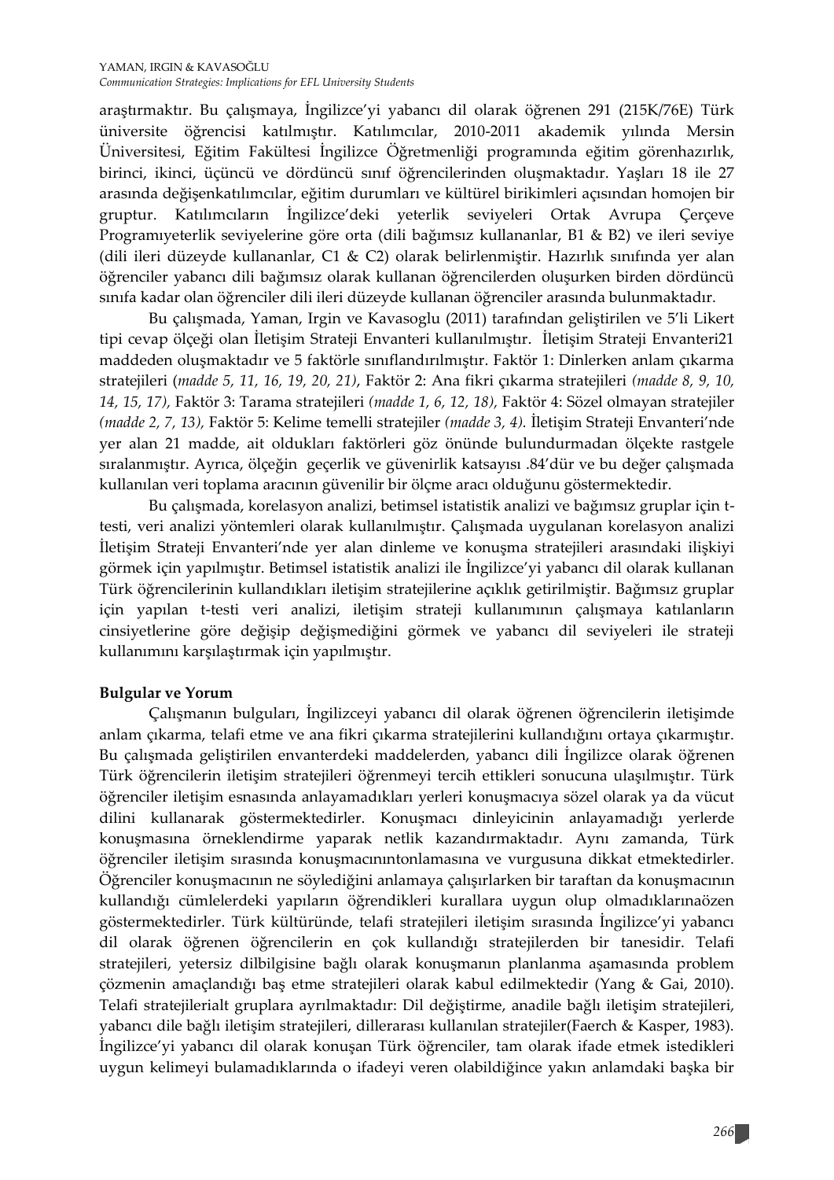araştırmaktır. Bu çalışmaya, İngilizce'yi yabancı dil olarak öğrenen 291 (215K/76E) Türk üniversite öğrencisi katılmıştır. Katılımcılar, 2010-2011 akademik yılında Mersin Üniversitesi, Eğitim Fakültesi İngilizce Öğretmenliği programında eğitim görenhazırlık, birinci, ikinci, üçüncü ve dördüncü sınıf öğrencilerinden oluşmaktadır. Yaşları 18 ile 27 arasında değişenkatılımcılar, eğitim durumları ve kültürel birikimleri açısından homojen bir gruptur. Katılımcıların İngilizce'deki yeterlik seviyeleri Ortak Avrupa Çerçeve Programıyeterlik seviyelerine göre orta (dili bağımsız kullananlar, B1 & B2) ve ileri seviye (dili ileri düzeyde kullananlar, C1 & C2) olarak belirlenmiştir. Hazırlık sınıfında yer alan öğrenciler yabancı dili bağımsız olarak kullanan öğrencilerden oluşurken birden dördüncü sınıfa kadar olan öğrenciler dili ileri düzeyde kullanan öğrenciler arasında bulunmaktadır.

Bu çalışmada, Yaman, Irgin ve Kavasoglu (2011) tarafından geliştirilen ve 5'li Likert tipi cevap ölçeği olan İletişim Strateji Envanteri kullanılmıştır. İletişim Strateji Envanteri21 maddeden oluşmaktadır ve 5 faktörle sınıflandırılmıştır. Faktör 1: Dinlerken anlam çıkarma stratejileri (*madde 5, 11, 16, 19, 20, 21)*, Faktör 2: Ana fikri çıkarma stratejileri *(madde 8, 9, 10, 14, 15, 17),* Faktör 3: Tarama stratejileri *(madde 1, 6, 12, 18),* Faktör 4: Sözel olmayan stratejiler *(madde 2, 7, 13),* Faktör 5: Kelime temelli stratejiler *(madde 3, 4).* İletişim Strateji Envanteri'nde yer alan 21 madde, ait oldukları faktörleri göz önünde bulundurmadan ölçekte rastgele sıralanmıştır. Ayrıca, ölçeğin geçerlik ve güvenirlik katsayısı .84'dür ve bu değer çalışmada kullanılan veri toplama aracının güvenilir bir ölçme aracı olduğunu göstermektedir.

Bu çalışmada, korelasyon analizi, betimsel istatistik analizi ve bağımsız gruplar için t-testi, veri analizi yöntemleri olarak kullanılmıştır. Çalışmada uygulanan korelasyon analizi İletişim Strateji Envanteri'nde yer alan dinleme ve konuşma stratejileri arasındaki ilişkiyi görmek için yapılmıştır. Betimsel istatistik analizi ile İngilizce'yi yabancı dil olarak kullanan Türk öğrencilerinin kullandıkları iletişim stratejilerine açıklık getirilmiştir. Bağımsız gruplar için yapılan t-testi veri analizi, iletişim strateji kullanımının çalışmaya katılanların cinsiyetlerine göre değişip değişmediğini görmek ve yabancı dil seviyeleri ile strateji kullanımını karşılaştırmak için yapılmıştır.

**Bulgular ve Yorum**

Çalışmanın bulguları, İngilizceyi yabancı dil olarak öğrenen öğrencilerin iletişimde anlam çıkarma, telafi etme ve ana fikri çıkarma stratejilerini kullandığını ortaya çıkarmıştır. Bu çalışmada geliştirilen envanterdeki maddelerden, yabancı dili İngilizce olarak öğrenen Türk öğrencilerin iletişim stratejileri öğrenmeyi tercih ettikleri sonucuna ulaşılmıştır. Türk öğrenciler iletişim esnasında anlayamadıkları yerleri konuşmacıya sözel olarak ya da vücut dilini kullanarak göstermektedirler. Konuşmacı dinleyicinin anlayamadığı yerlerde konuşmasına örneklendirme yaparak netlik kazandırmaktadır. Aynı zamanda, Türk öğrenciler iletişim sırasında konuşmacınıntonlamasına ve vurgusuna dikkat etmektedirler. Öğrenciler konuşmacının ne söylediğini anlamaya çalışırlarken bir taraftan da konuşmacının kullandığı cümlelerdeki yapıların öğrendikleri kurallara uygun olup olmadıklarınaözen göstermektedirler. Türk kültüründe, telafi stratejileri iletişim sırasında İngilizce'yi yabancı dil olarak öğrenen öğrencilerin en çok kullandığı stratejilerden bir tanesidir. Telafi stratejileri, yetersiz dilbilgisine bağlı olarak konuşmanın planlanma aşamasında problem çözmenin amaçlandığı baş etme stratejileri olarak kabul edilmektedir (Yang & Gai, 2010). Telafi stratejilerialt gruplara ayrılmaktadır: Dil değiştirme, anadile bağlı iletişim stratejileri, yabancı dile bağlı iletişim stratejileri, dillerarası kullanılan stratejiler(Faerch & Kasper, 1983). İngilizce'yi yabancı dil olarak konuşan Türk öğrenciler, tam olarak ifade etmek istedikleri uygun kelimeyi bulamadıklarında o ifadeyi veren olabildiğince yakın anlamdaki başka bir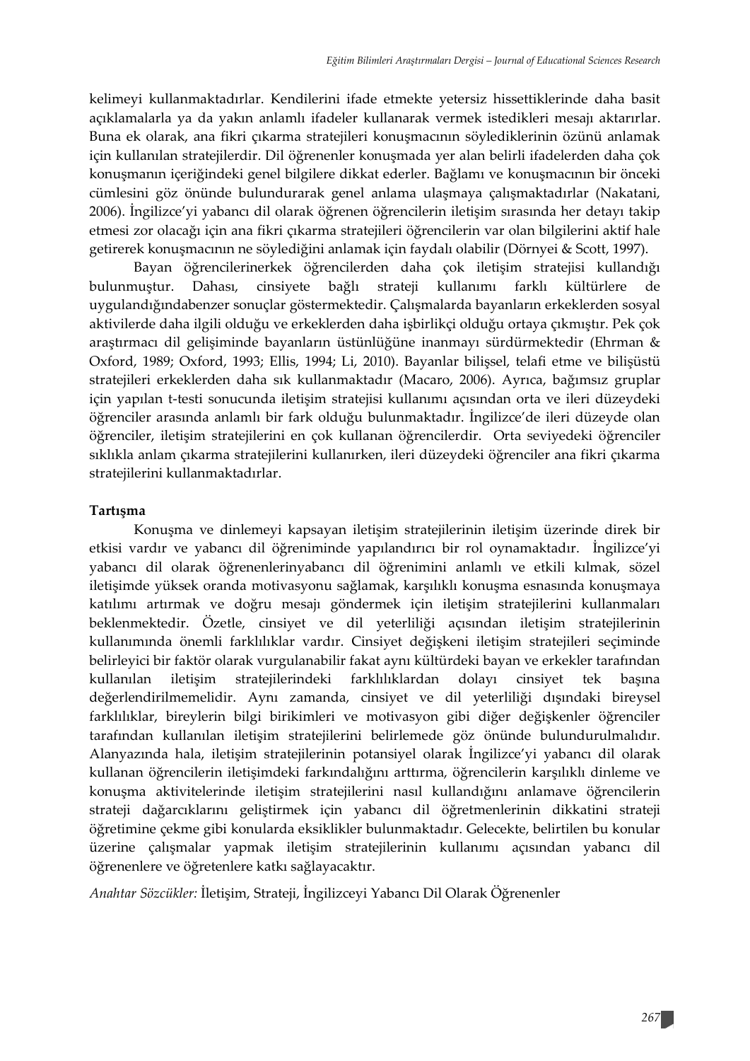kelimeyi kullanmaktadırlar. Kendilerini ifade etmekte yetersiz hissettiklerinde daha basit açıklamalarla ya da yakın anlamlı ifadeler kullanarak vermek istedikleri mesajı aktarırlar. Buna ek olarak, ana fikri çıkarma stratejileri konuşmacının söylediklerinin özünü anlamak için kullanılan stratejilerdir. Dil öğrenenler konuşmada yer alan belirli ifadelerden daha çok konuşmanın içeriğindeki genel bilgilere dikkat ederler. Bağlamı ve konuşmacının bir önceki cümlesini göz önünde bulundurarak genel anlama ulaşmaya çalışmaktadırlar (Nakatani, 2006). İngilizce'yi yabancı dil olarak öğrenen öğrencilerin iletişim sırasında her detayı takip etmesi zor olacağı için ana fikri çıkarma stratejileri öğrencilerin var olan bilgilerini aktif hale getirerek konuşmacının ne söylediğini anlamak için faydalı olabilir (Dörnyei & Scott, 1997).

Bayan öğrencilerinerkek öğrencilerden daha çok iletişim stratejisi kullandığı bulunmuştur. Dahası, cinsiyete bağlı strateji kullanımı farklı kültürlere de uygulandığındabenzer sonuçlar göstermektedir. Çalışmalarda bayanların erkeklerden sosyal aktivilerde daha ilgili olduğu ve erkeklerden daha işbirlikçi olduğu ortaya çıkmıştır. Pek çok araştırmacı dil gelişiminde bayanların üstünlüğüne inanmayı sürdürmektedir (Ehrman & Oxford, 1989; Oxford, 1993; Ellis, 1994; Li, 2010). Bayanlar bilişsel, telafi etme ve bilişüstü stratejileri erkeklerden daha sık kullanmaktadır (Macaro, 2006). Ayrıca, bağımsız gruplar için yapılan t-testi sonucunda iletişim stratejisi kullanımı açısından orta ve ileri düzeydeki öğrenciler arasında anlamlı bir fark olduğu bulunmaktadır. İngilizce'de ileri düzeyde olan öğrenciler, iletişim stratejilerini en çok kullanan öğrencilerdir. Orta seviyedeki öğrenciler sıklıkla anlam çıkarma stratejilerini kullanırken, ileri düzeydeki öğrenciler ana fikri çıkarma stratejilerini kullanmaktadırlar.

**Tartışma**

Konuşma ve dinlemeyi kapsayan iletişim stratejilerinin iletişim üzerinde direk bir etkisi vardır ve yabancı dil öğreniminde yapılandırıcı bir rol oynamaktadır. İngilizce'yi yabancı dil olarak öğrenenlerinyabancı dil öğrenimini anlamlı ve etkili kılmak, sözel iletişimde yüksek oranda motivasyonu sağlamak, karşılıklı konuşma esnasında konuşmaya katılımı artırmak ve doğru mesajı göndermek için iletişim stratejilerini kullanmaları beklenmektedir. Özetle, cinsiyet ve dil yeterliliği açısından iletişim stratejilerinin kullanımında önemli farklılıklar vardır. Cinsiyet değişkeni iletişim stratejileri seçiminde belirleyici bir faktör olarak vurgulanabilir fakat aynı kültürdeki bayan ve erkekler tarafından kullanılan iletişim stratejilerindeki farklılıklardan dolayı cinsiyet tek başına değerlendirilmemelidir. Aynı zamanda, cinsiyet ve dil yeterliliği dışındaki bireysel farklılıklar, bireylerin bilgi birikimleri ve motivasyon gibi diğer değişkenler öğrenciler tarafından kullanılan iletişim stratejilerini belirlemede göz önünde bulundurulmalıdır. Alanyazında hala, iletişim stratejilerinin potansiyel olarak İngilizce'yi yabancı dil olarak kullanan öğrencilerin iletişimdeki farkındalığını arttırma, öğrencilerin karşılıklı dinleme ve konuşma aktivitelerinde iletişim stratejilerini nasıl kullandığını anlamave öğrencilerin strateji dağarcıklarını geliştirmek için yabancı dil öğretmenlerinin dikkatini strateji öğretimine çekme gibi konularda eksiklikler bulunmaktadır. Gelecekte, belirtilen bu konular üzerine çalışmalar yapmak iletişim stratejilerinin kullanımı açısından yabancı dil öğrenenlere ve öğretenlere katkı sağlayacaktır.

*Anahtar Sözcükler:* İletişim, Strateji, İngilizceyi Yabancı Dil Olarak Öğrenenler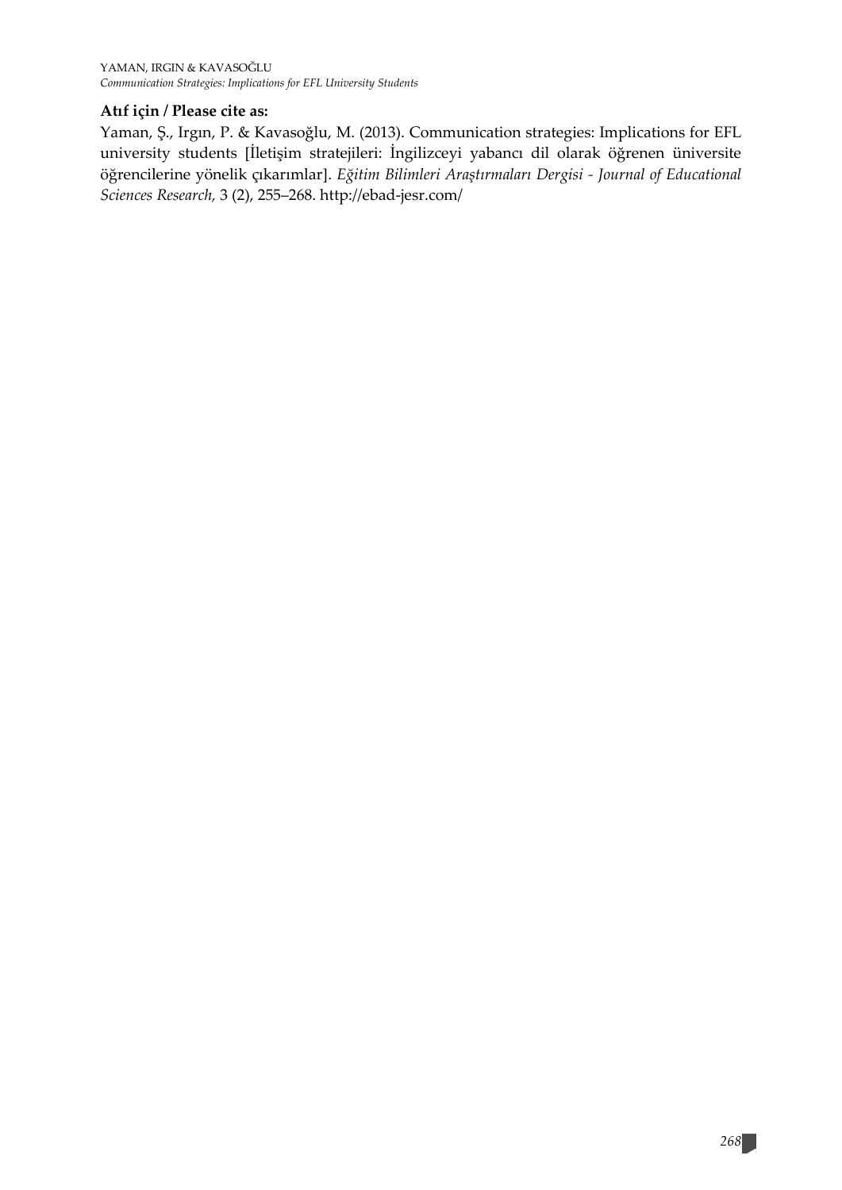**Atıf için / Please cite as:**

Yaman, Ş., Irgın, P. & Kavasoğlu, M. (2013). Communication strategies: Implications for EFL university students [İletişim stratejileri: İngilizceyi yabancı dil olarak öğrenen üniversite öğrencilerine yönelik çıkarımlar]. *Eğitim Bilimleri Araştırmaları Dergisi - Journal of Educational Sciences Research,* 3 (2), 255–268. http://ebad-jesr.com/